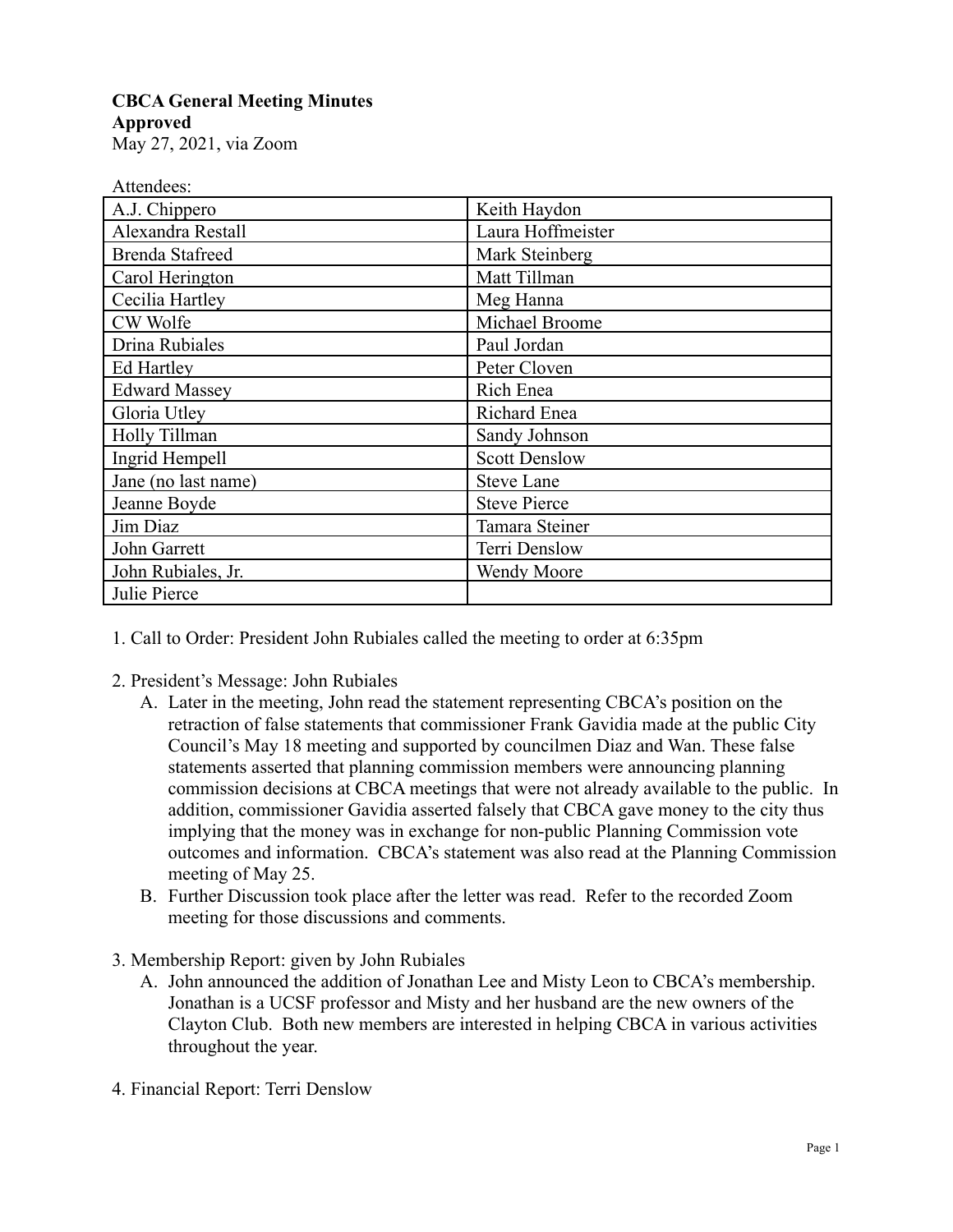**CBCA General Meeting Minutes**
**Approved**
May 27, 2021, via Zoom

Attendees:

| | |
|---|---|
| A.J. Chippero | Keith Haydon |
| Alexandra Restall | Laura Hoffmeister |
| Brenda Stafreed | Mark Steinberg |
| Carol Herington | Matt Tillman |
| Cecilia Hartley | Meg Hanna |
| CW Wolfe | Michael Broome |
| Drina Rubiales | Paul Jordan |
| Ed Hartley | Peter Cloven |
| Edward Massey | Rich Enea |
| Gloria Utley | Richard Enea |
| Holly Tillman | Sandy Johnson |
| Ingrid Hempell | Scott Denslow |
| Jane (no last name) | Steve Lane |
| Jeanne Boyde | Steve Pierce |
| Jim Diaz | Tamara Steiner |
| John Garrett | Terri Denslow |
| John Rubiales, Jr. | Wendy Moore |
| Julie Pierce | |

1. Call to Order: President John Rubiales called the meeting to order at 6:35pm

2. President's Message: John Rubiales
   A. Later in the meeting, John read the statement representing CBCA's position on the retraction of false statements that commissioner Frank Gavidia made at the public City Council's May 18 meeting and supported by councilmen Diaz and Wan. These false statements asserted that planning commission members were announcing planning commission decisions at CBCA meetings that were not already available to the public. In addition, commissioner Gavidia asserted falsely that CBCA gave money to the city thus implying that the money was in exchange for non-public Planning Commission vote outcomes and information. CBCA's statement was also read at the Planning Commission meeting of May 25.
   B. Further Discussion took place after the letter was read. Refer to the recorded Zoom meeting for those discussions and comments.

3. Membership Report: given by John Rubiales
   A. John announced the addition of Jonathan Lee and Misty Leon to CBCA's membership. Jonathan is a UCSF professor and Misty and her husband are the new owners of the Clayton Club. Both new members are interested in helping CBCA in various activities throughout the year.

4. Financial Report: Terri Denslow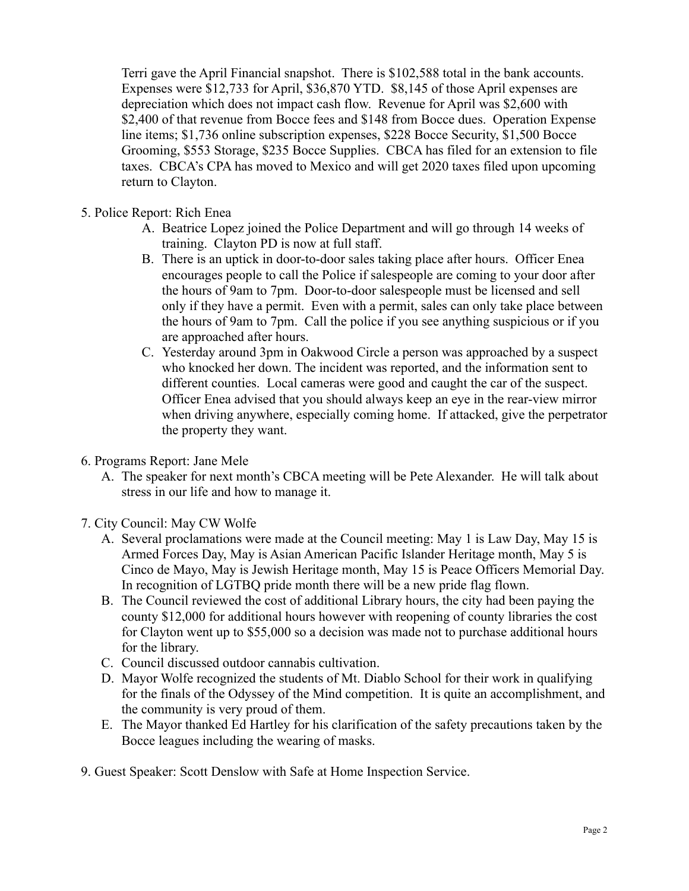Terri gave the April Financial snapshot. There is $102,588 total in the bank accounts. Expenses were $12,733 for April, $36,870 YTD. $8,145 of those April expenses are depreciation which does not impact cash flow. Revenue for April was $2,600 with $2,400 of that revenue from Bocce fees and $148 from Bocce dues. Operation Expense line items; $1,736 online subscription expenses, $228 Bocce Security, $1,500 Bocce Grooming, $553 Storage, $235 Bocce Supplies. CBCA has filed for an extension to file taxes. CBCA's CPA has moved to Mexico and will get 2020 taxes filed upon upcoming return to Clayton.

5. Police Report: Rich Enea
   A. Beatrice Lopez joined the Police Department and will go through 14 weeks of training. Clayton PD is now at full staff.
   B. There is an uptick in door-to-door sales taking place after hours. Officer Enea encourages people to call the Police if salespeople are coming to your door after the hours of 9am to 7pm. Door-to-door salespeople must be licensed and sell only if they have a permit. Even with a permit, sales can only take place between the hours of 9am to 7pm. Call the police if you see anything suspicious or if you are approached after hours.
   C. Yesterday around 3pm in Oakwood Circle a person was approached by a suspect who knocked her down. The incident was reported, and the information sent to different counties. Local cameras were good and caught the car of the suspect. Officer Enea advised that you should always keep an eye in the rear-view mirror when driving anywhere, especially coming home. If attacked, give the perpetrator the property they want.

6. Programs Report: Jane Mele
   A. The speaker for next month's CBCA meeting will be Pete Alexander. He will talk about stress in our life and how to manage it.

7. City Council: May CW Wolfe
   A. Several proclamations were made at the Council meeting: May 1 is Law Day, May 15 is Armed Forces Day, May is Asian American Pacific Islander Heritage month, May 5 is Cinco de Mayo, May is Jewish Heritage month, May 15 is Peace Officers Memorial Day. In recognition of LGTBQ pride month there will be a new pride flag flown.
   B. The Council reviewed the cost of additional Library hours, the city had been paying the county $12,000 for additional hours however with reopening of county libraries the cost for Clayton went up to $55,000 so a decision was made not to purchase additional hours for the library.
   C. Council discussed outdoor cannabis cultivation.
   D. Mayor Wolfe recognized the students of Mt. Diablo School for their work in qualifying for the finals of the Odyssey of the Mind competition. It is quite an accomplishment, and the community is very proud of them.
   E. The Mayor thanked Ed Hartley for his clarification of the safety precautions taken by the Bocce leagues including the wearing of masks.

9. Guest Speaker: Scott Denslow with Safe at Home Inspection Service.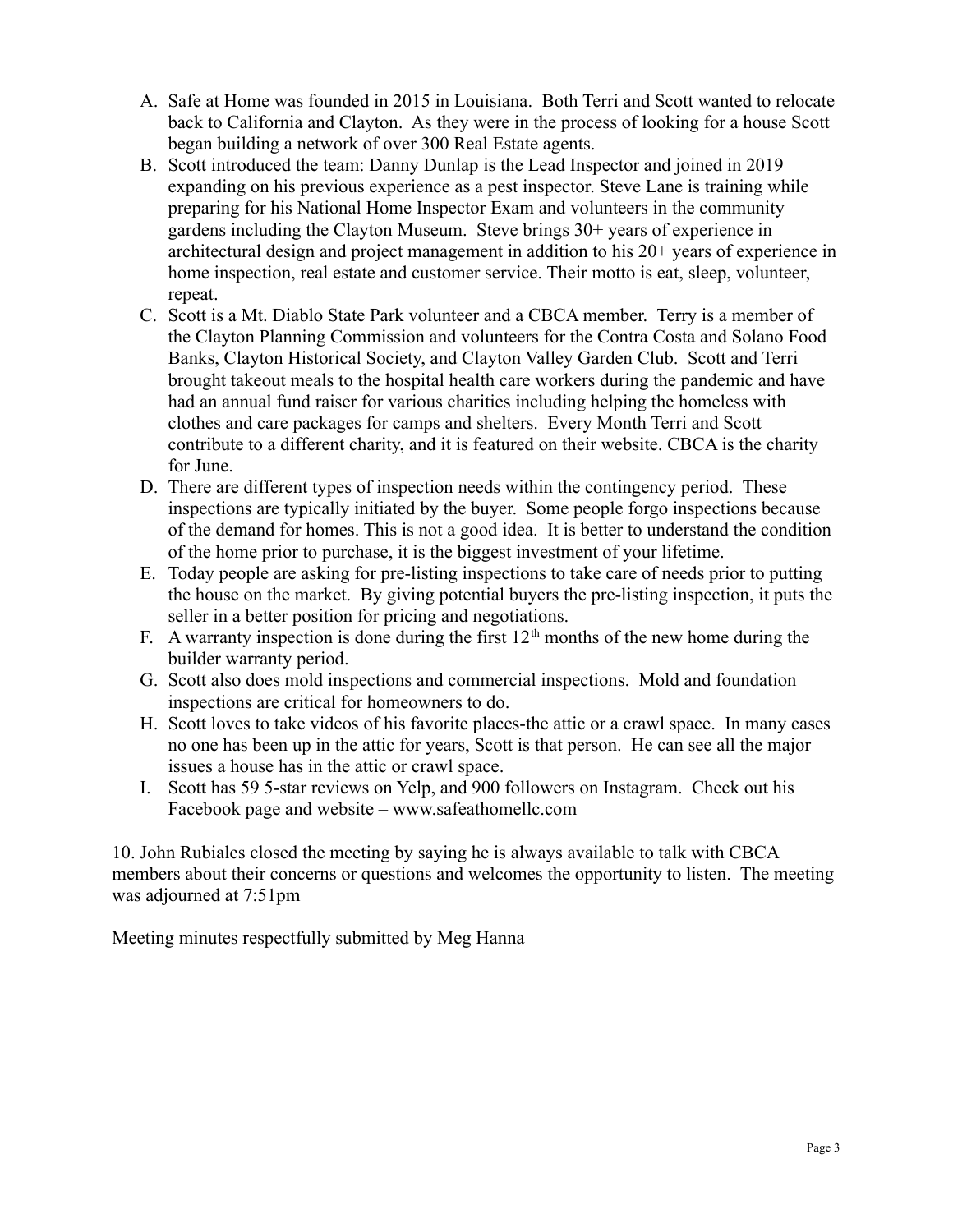A. Safe at Home was founded in 2015 in Louisiana. Both Terri and Scott wanted to relocate back to California and Clayton. As they were in the process of looking for a house Scott began building a network of over 300 Real Estate agents.
B. Scott introduced the team: Danny Dunlap is the Lead Inspector and joined in 2019 expanding on his previous experience as a pest inspector. Steve Lane is training while preparing for his National Home Inspector Exam and volunteers in the community gardens including the Clayton Museum. Steve brings 30+ years of experience in architectural design and project management in addition to his 20+ years of experience in home inspection, real estate and customer service. Their motto is eat, sleep, volunteer, repeat.
C. Scott is a Mt. Diablo State Park volunteer and a CBCA member. Terry is a member of the Clayton Planning Commission and volunteers for the Contra Costa and Solano Food Banks, Clayton Historical Society, and Clayton Valley Garden Club. Scott and Terri brought takeout meals to the hospital health care workers during the pandemic and have had an annual fund raiser for various charities including helping the homeless with clothes and care packages for camps and shelters. Every Month Terri and Scott contribute to a different charity, and it is featured on their website. CBCA is the charity for June.
D. There are different types of inspection needs within the contingency period. These inspections are typically initiated by the buyer. Some people forgo inspections because of the demand for homes. This is not a good idea. It is better to understand the condition of the home prior to purchase, it is the biggest investment of your lifetime.
E. Today people are asking for pre-listing inspections to take care of needs prior to putting the house on the market. By giving potential buyers the pre-listing inspection, it puts the seller in a better position for pricing and negotiations.
F. A warranty inspection is done during the first 12th months of the new home during the builder warranty period.
G. Scott also does mold inspections and commercial inspections. Mold and foundation inspections are critical for homeowners to do.
H. Scott loves to take videos of his favorite places-the attic or a crawl space. In many cases no one has been up in the attic for years, Scott is that person. He can see all the major issues a house has in the attic or crawl space.
I. Scott has 59 5-star reviews on Yelp, and 900 followers on Instagram. Check out his Facebook page and website – www.safeathomellc.com

10. John Rubiales closed the meeting by saying he is always available to talk with CBCA members about their concerns or questions and welcomes the opportunity to listen. The meeting was adjourned at 7:51pm

Meeting minutes respectfully submitted by Meg Hanna